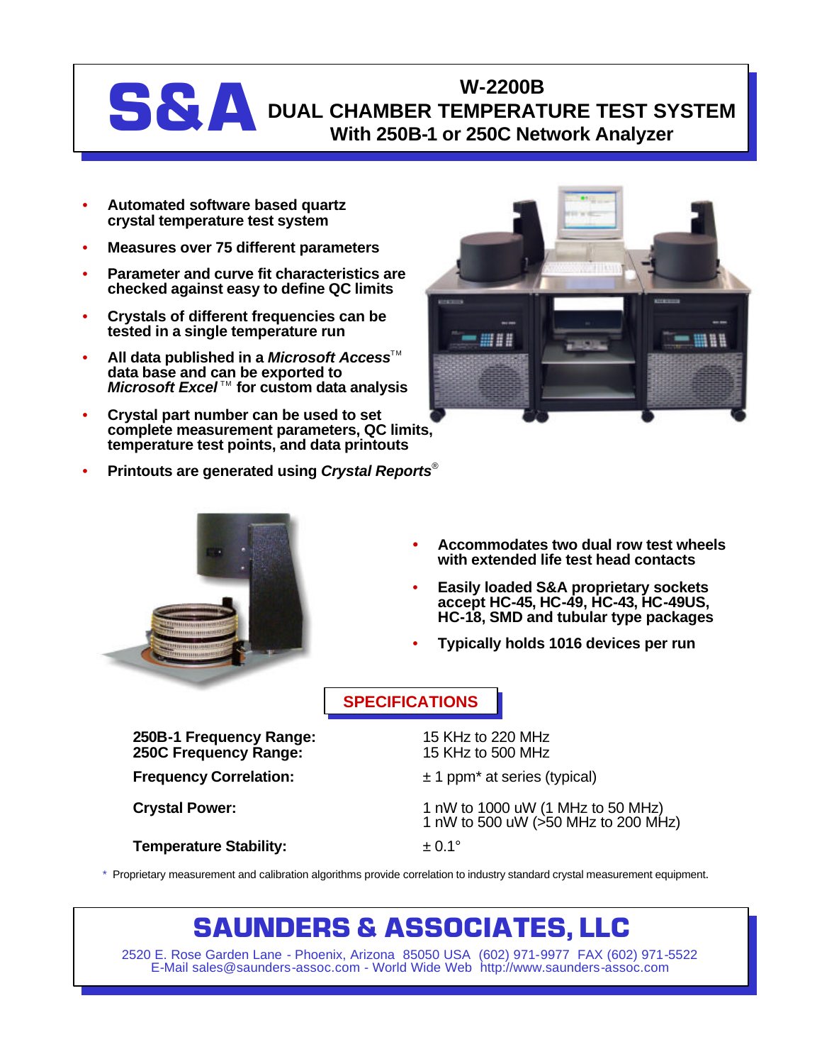# S&A

## W-2200B
## DUAL CHAMBER TEMPERATURE TEST SYSTEM
## With 250B-1 or 250C Network Analyzer

- **Automated software based quartz crystal temperature test system**
- **Measures over 75 different parameters**
- **Parameter and curve fit characteristics are checked against easy to define QC limits**
- **Crystals of different frequencies can be tested in a single temperature run**
- **All data published in a *Microsoft Access*™ data base and can be exported to *Microsoft Excel*™ for custom data analysis**
- **Crystal part number can be used to set complete measurement parameters, QC limits, temperature test points, and data printouts**
- **Printouts are generated using *Crystal Reports*®**

- ***Accommodates two dual row test wheels with extended life test head contacts***
- ***Easily loaded S&A proprietary sockets accept HC-45, HC-49, HC-43, HC-49US, HC-18, SMD and tubular type packages***
- ***Typically holds 1016 devices per run***

## SPECIFICATIONS

| | |
|---|---|
| **250B-1 Frequency Range:** | 15 KHz to 220 MHz |
| **250C Frequency Range:** | 15 KHz to 500 MHz |
| **Frequency Correlation:** | ± 1 ppm* at series (typical) |
| **Crystal Power:** | 1 nW to 1000 uW (1 MHz to 50 MHz)<br>1 nW to 500 uW (>50 MHz to 200 MHz) |
| **Temperature Stability:** | ± 0.1° |

\* Proprietary measurement and calibration algorithms provide correlation to industry standard crystal measurement equipment.

## SAUNDERS & ASSOCIATES, LLC

2520 E. Rose Garden Lane - Phoenix, Arizona 85050 USA (602) 971-9977 FAX (602) 971-5522
E-Mail sales@saunders-assoc.com - World Wide Web http://www.saunders-assoc.com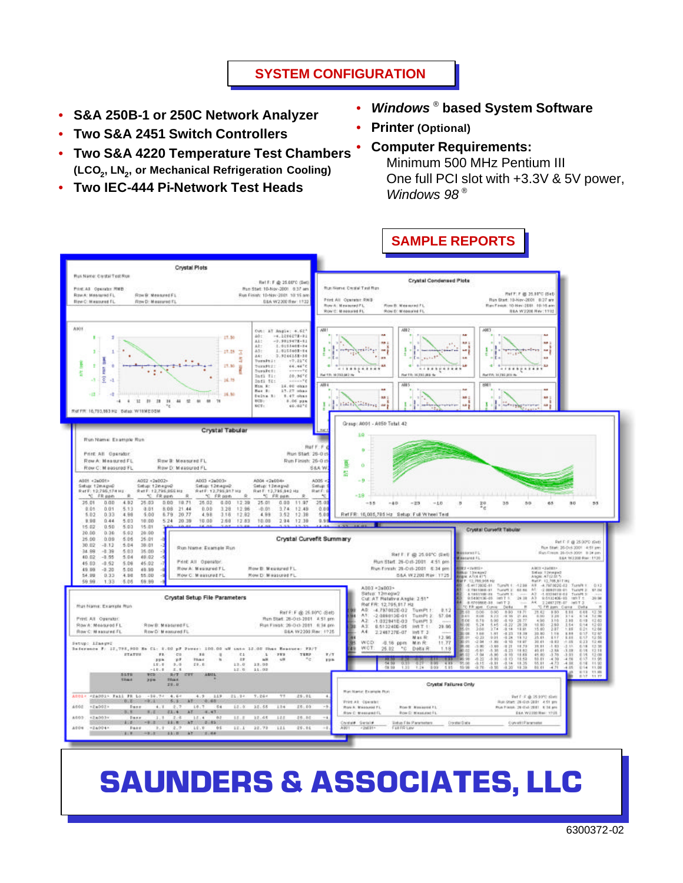## SYSTEM CONFIGURATION

- **S&A 250B-1 or 250C Network Analyzer**
- **Two S&A 2451 Switch Controllers**
- **Two S&A 4220 Temperature Test Chambers** **($LCO_2$, $LN_2$, or Mechanical Refrigeration Cooling)**
- **Two IEC-444 Pi-Network Test Heads**

- ***Windows*** **® based System Software**
- **Printer (Optional)**
- **Computer Requirements:**
  Minimum 500 MHz Pentium III
  One full PCI slot with +3.3V & 5V power,
  *Windows 98* ®

## SAMPLE REPORTS

Crystal Plots

Crystal Condensed Plots

Crystal Tabular

Crystal Curvefit Summary

Crystal Curvefit Tabular

Crystal Setup File Parameters

Crystal Failures Only

# SAUNDERS & ASSOCIATES, LLC

6300372-02